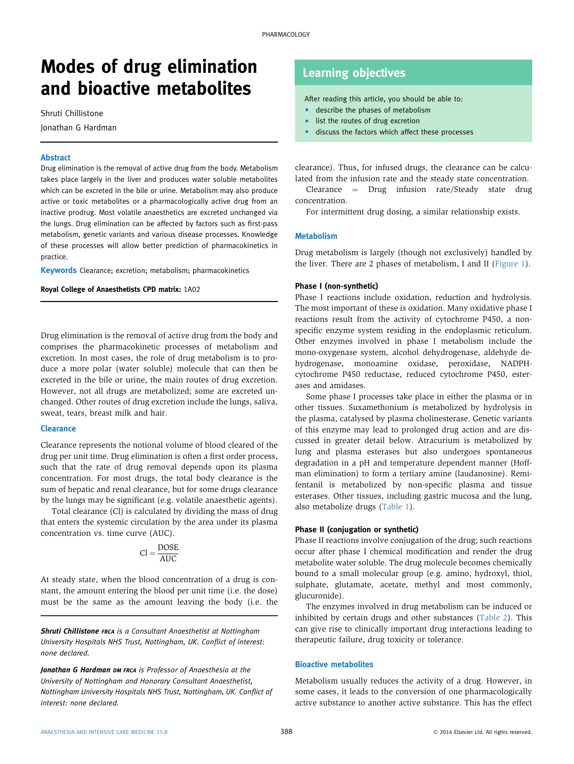# Modes of drug elimination and bioactive metabolites

Shruti Chillistone

Jonathan G Hardman

## Abstract

Drug elimination is the removal of active drug from the body. Metabolism takes place largely in the liver and produces water soluble metabolites which can be excreted in the bile or urine. Metabolism may also produce active or toxic metabolites or a pharmacologically active drug from an inactive prodrug. Most volatile anaesthetics are excreted unchanged via the lungs. Drug elimination can be affected by factors such as first-pass metabolism, genetic variants and various disease processes. Knowledge of these processes will allow better prediction of pharmacokinetics in practice.

**Keywords** Clearance; excretion; metabolism; pharmacokinetics

**Royal College of Anaesthetists CPD matrix:** 1A02

## Learning objectives

After reading this article, you should be able to:

- describe the phases of metabolism
- list the routes of drug excretion
- discuss the factors which affect these processes

Drug elimination is the removal of active drug from the body and comprises the pharmacokinetic processes of metabolism and excretion. In most cases, the role of drug metabolism is to produce a more polar (water soluble) molecule that can then be excreted in the bile or urine, the main routes of drug excretion. However, not all drugs are metabolized; some are excreted unchanged. Other routes of drug excretion include the lungs, saliva, sweat, tears, breast milk and hair.

## Clearance

Clearance represents the notional volume of blood cleared of the drug per unit time. Drug elimination is often a first order process, such that the rate of drug removal depends upon its plasma concentration. For most drugs, the total body clearance is the sum of hepatic and renal clearance, but for some drugs clearance by the lungs may be significant (e.g. volatile anaesthetic agents).

Total clearance (Cl) is calculated by dividing the mass of drug that enters the systemic circulation by the area under its plasma concentration vs. time curve (AUC).

$$\mathrm{Cl} = \frac{\mathrm{DOSE}}{\mathrm{AUC}}$$

At steady state, when the blood concentration of a drug is constant, the amount entering the blood per unit time (i.e. the dose) must be the same as the amount leaving the body (i.e. the clearance). Thus, for infused drugs, the clearance can be calculated from the infusion rate and the steady state concentration.

Clearance = Drug infusion rate/Steady state drug concentration.

For intermittent drug dosing, a similar relationship exists.

## Metabolism

Drug metabolism is largely (though not exclusively) handled by the liver. There are 2 phases of metabolism, I and II (Figure 1).

### Phase I (non-synthetic)

Phase I reactions include oxidation, reduction and hydrolysis. The most important of these is oxidation. Many oxidative phase I reactions result from the activity of cytochrome P450, a non-specific enzyme system residing in the endoplasmic reticulum. Other enzymes involved in phase I metabolism include the mono-oxygenase system, alcohol dehydrogenase, aldehyde dehydrogenase, monoamine oxidase, peroxidase, NADPH-cytochrome P450 reductase, reduced cytochrome P450, esterases and amidases.

Some phase I processes take place in either the plasma or in other tissues. Suxamethonium is metabolized by hydrolysis in the plasma, catalysed by plasma cholinesterase. Genetic variants of this enzyme may lead to prolonged drug action and are discussed in greater detail below. Atracurium is metabolized by lung and plasma esterases but also undergoes spontaneous degradation in a pH and temperature dependent manner (Hoffman elimination) to form a tertiary amine (laudanosine). Remifentanil is metabolized by non-specific plasma and tissue esterases. Other tissues, including gastric mucosa and the lung, also metabolize drugs (Table 1).

### Phase II (conjugation or synthetic)

Phase II reactions involve conjugation of the drug; such reactions occur after phase I chemical modification and render the drug metabolite water soluble. The drug molecule becomes chemically bound to a small molecular group (e.g. amino, hydroxyl, thiol, sulphate, glutamate, acetate, methyl and most commonly, glucuronide).

The enzymes involved in drug metabolism can be induced or inhibited by certain drugs and other substances (Table 2). This can give rise to clinically important drug interactions leading to therapeutic failure, drug toxicity or tolerance.

## Bioactive metabolites

Metabolism usually reduces the activity of a drug. However, in some cases, it leads to the conversion of one pharmacologically active substance to another active substance. This has the effect

*Shruti Chillistone* FRCA *is a Consultant Anaesthetist at Nottingham University Hospitals NHS Trust, Nottingham, UK. Conflict of interest: none declared.*

*Jonathan G Hardman* DM FRCA *is Professor of Anaesthesia at the University of Nottingham and Honorary Consultant Anaesthetist, Nottingham University Hospitals NHS Trust, Nottingham, UK. Conflict of interest: none declared.*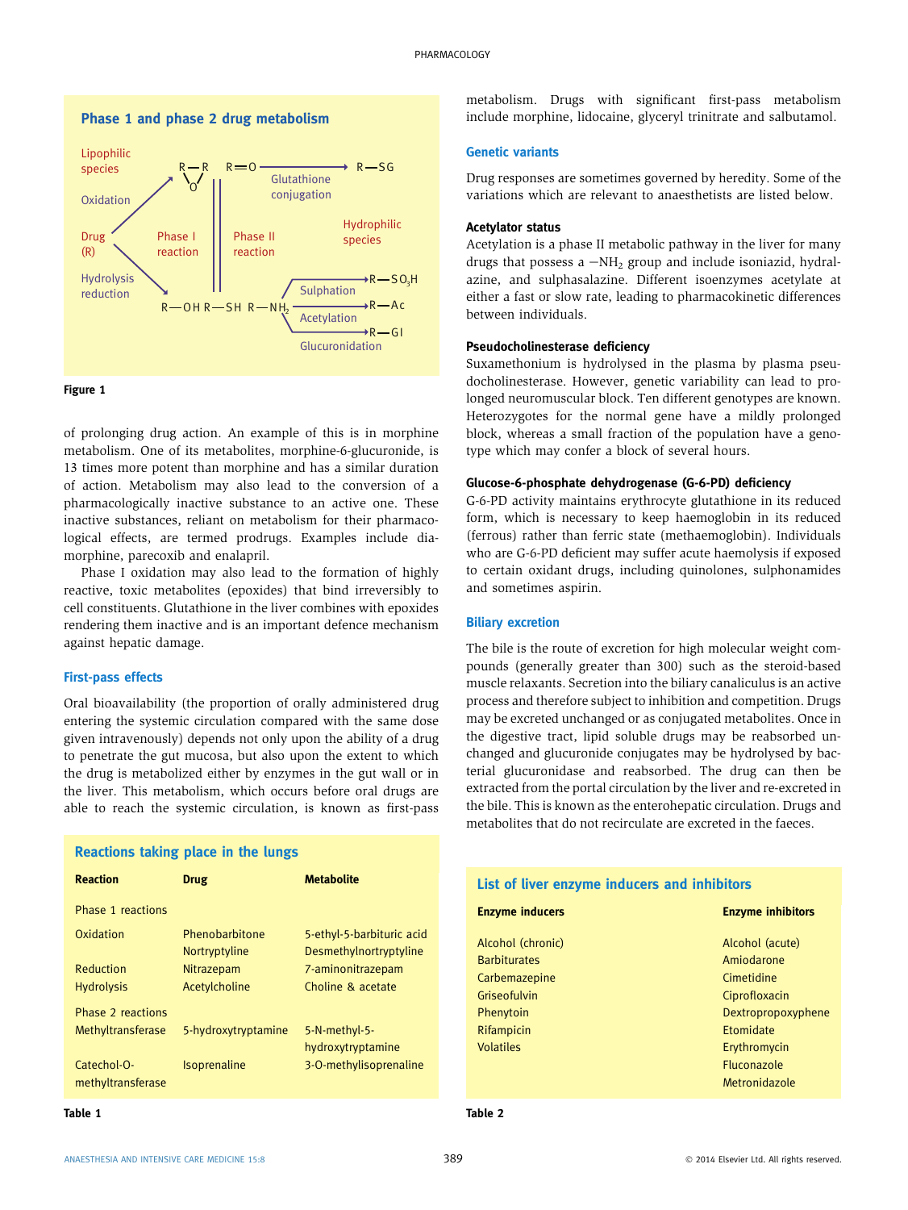## Phase 1 and phase 2 drug metabolism

Lipophilic species

Oxidation

Drug (R)

Hydrolysis reduction

Phase I reaction

Phase II reaction

Hydrophilic species

R—R (epoxide, O)　R=O → Glutathione conjugation → R—SG

R—OH　R—SH　R—$NH_2$ → Sulphation → R—$SO_3H$; Acetylation → R—Ac; Glucuronidation → R—Gl

Figure 1

of prolonging drug action. An example of this is in morphine metabolism. One of its metabolites, morphine-6-glucuronide, is 13 times more potent than morphine and has a similar duration of action. Metabolism may also lead to the conversion of a pharmacologically inactive substance to an active one. These inactive substances, reliant on metabolism for their pharmacological effects, are termed prodrugs. Examples include diamorphine, parecoxib and enalapril.

Phase I oxidation may also lead to the formation of highly reactive, toxic metabolites (epoxides) that bind irreversibly to cell constituents. Glutathione in the liver combines with epoxides rendering them inactive and is an important defence mechanism against hepatic damage.

### First-pass effects

Oral bioavailability (the proportion of orally administered drug entering the systemic circulation compared with the same dose given intravenously) depends not only upon the ability of a drug to penetrate the gut mucosa, but also upon the extent to which the drug is metabolized either by enzymes in the gut wall or in the liver. This metabolism, which occurs before oral drugs are able to reach the systemic circulation, is known as first-pass metabolism. Drugs with significant first-pass metabolism include morphine, lidocaine, glyceryl trinitrate and salbutamol.

### Genetic variants

Drug responses are sometimes governed by heredity. Some of the variations which are relevant to anaesthetists are listed below.

#### Acetylator status

Acetylation is a phase II metabolic pathway in the liver for many drugs that possess a $-NH_2$ group and include isoniazid, hydralazine, and sulphasalazine. Different isoenzymes acetylate at either a fast or slow rate, leading to pharmacokinetic differences between individuals.

#### Pseudocholinesterase deficiency

Suxamethonium is hydrolysed in the plasma by plasma pseudocholinesterase. However, genetic variability can lead to prolonged neuromuscular block. Ten different genotypes are known. Heterozygotes for the normal gene have a mildly prolonged block, whereas a small fraction of the population have a genotype which may confer a block of several hours.

#### Glucose-6-phosphate dehydrogenase (G-6-PD) deficiency

G-6-PD activity maintains erythrocyte glutathione in its reduced form, which is necessary to keep haemoglobin in its reduced (ferrous) rather than ferric state (methaemoglobin). Individuals who are G-6-PD deficient may suffer acute haemolysis if exposed to certain oxidant drugs, including quinolones, sulphonamides and sometimes aspirin.

### Biliary excretion

The bile is the route of excretion for high molecular weight compounds (generally greater than 300) such as the steroid-based muscle relaxants. Secretion into the biliary canaliculus is an active process and therefore subject to inhibition and competition. Drugs may be excreted unchanged or as conjugated metabolites. Once in the digestive tract, lipid soluble drugs may be reabsorbed unchanged and glucuronide conjugates may be hydrolysed by bacterial glucuronidase and reabsorbed. The drug can then be extracted from the portal circulation by the liver and re-excreted in the bile. This is known as the enterohepatic circulation. Drugs and metabolites that do not recirculate are excreted in the faeces.

**Reactions taking place in the lungs**

| Reaction | Drug | Metabolite |
|---|---|---|
| Phase 1 reactions | | |
| Oxidation | Phenobarbitone | 5-ethyl-5-barbituric acid |
| | Nortryptyline | Desmethylnortryptyline |
| Reduction | Nitrazepam | 7-aminonitrazepam |
| Hydrolysis | Acetylcholine | Choline & acetate |
| Phase 2 reactions | | |
| Methyltransferase | 5-hydroxytryptamine | 5-N-methyl-5-hydroxytryptamine |
| Catechol-O-methyltransferase | Isoprenaline | 3-O-methylisoprenaline |

Table 1

**List of liver enzyme inducers and inhibitors**

| Enzyme inducers | Enzyme inhibitors |
|---|---|
| Alcohol (chronic) | Alcohol (acute) |
| Barbiturates | Amiodarone |
| Carbemazepine | Cimetidine |
| Griseofulvin | Ciprofloxacin |
| Phenytoin | Dextropropoxyphene |
| Rifampicin | Etomidate |
| Volatiles | Erythromycin |
| | Fluconazole |
| | Metronidazole |

Table 2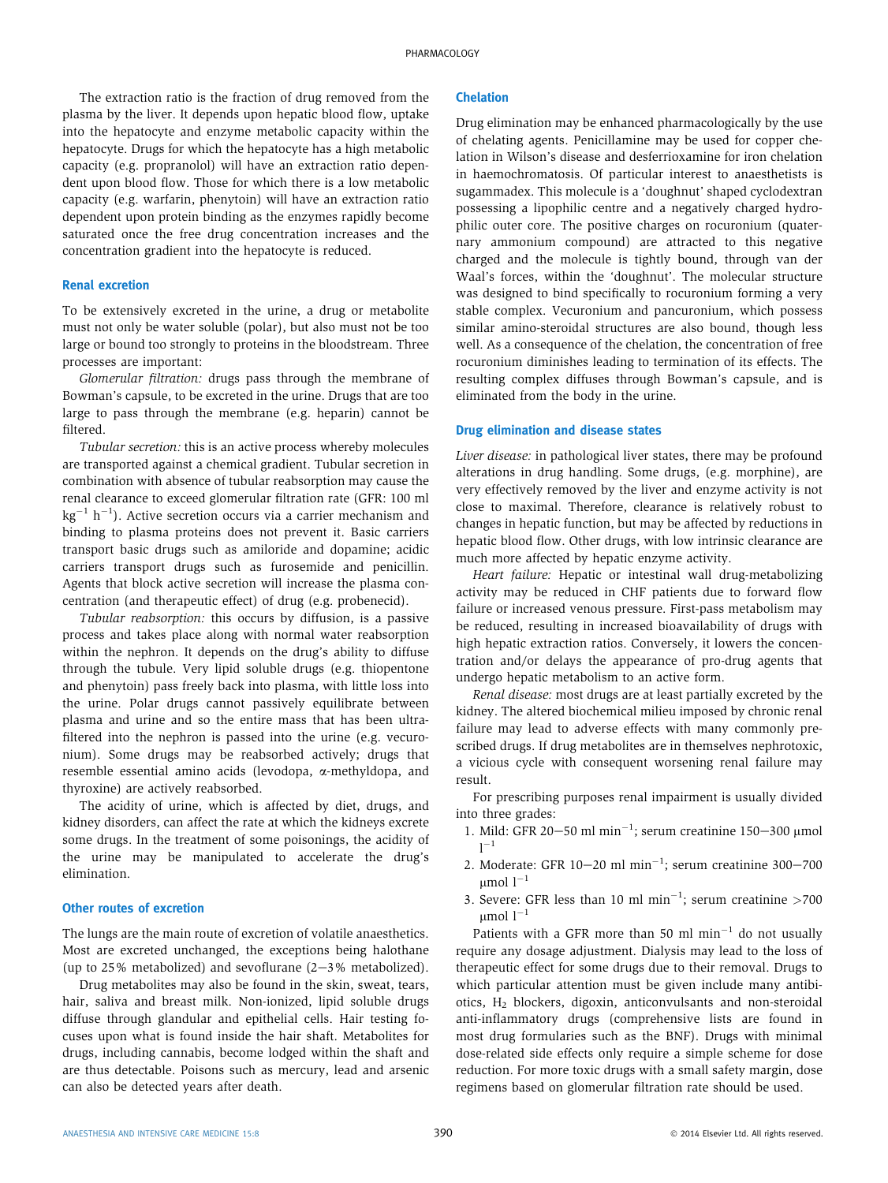The extraction ratio is the fraction of drug removed from the plasma by the liver. It depends upon hepatic blood flow, uptake into the hepatocyte and enzyme metabolic capacity within the hepatocyte. Drugs for which the hepatocyte has a high metabolic capacity (e.g. propranolol) will have an extraction ratio dependent upon blood flow. Those for which there is a low metabolic capacity (e.g. warfarin, phenytoin) will have an extraction ratio dependent upon protein binding as the enzymes rapidly become saturated once the free drug concentration increases and the concentration gradient into the hepatocyte is reduced.

## Renal excretion

To be extensively excreted in the urine, a drug or metabolite must not only be water soluble (polar), but also must not be too large or bound too strongly to proteins in the bloodstream. Three processes are important:

*Glomerular filtration:* drugs pass through the membrane of Bowman's capsule, to be excreted in the urine. Drugs that are too large to pass through the membrane (e.g. heparin) cannot be filtered.

*Tubular secretion:* this is an active process whereby molecules are transported against a chemical gradient. Tubular secretion in combination with absence of tubular reabsorption may cause the renal clearance to exceed glomerular filtration rate (GFR: 100 ml $kg^{-1}$ $h^{-1}$). Active secretion occurs via a carrier mechanism and binding to plasma proteins does not prevent it. Basic carriers transport basic drugs such as amiloride and dopamine; acidic carriers transport drugs such as furosemide and penicillin. Agents that block active secretion will increase the plasma concentration (and therapeutic effect) of drug (e.g. probenecid).

*Tubular reabsorption:* this occurs by diffusion, is a passive process and takes place along with normal water reabsorption within the nephron. It depends on the drug's ability to diffuse through the tubule. Very lipid soluble drugs (e.g. thiopentone and phenytoin) pass freely back into plasma, with little loss into the urine. Polar drugs cannot passively equilibrate between plasma and urine and so the entire mass that has been ultrafiltered into the nephron is passed into the urine (e.g. vecuronium). Some drugs may be reabsorbed actively; drugs that resemble essential amino acids (levodopa, $\alpha$-methyldopa, and thyroxine) are actively reabsorbed.

The acidity of urine, which is affected by diet, drugs, and kidney disorders, can affect the rate at which the kidneys excrete some drugs. In the treatment of some poisonings, the acidity of the urine may be manipulated to accelerate the drug's elimination.

## Other routes of excretion

The lungs are the main route of excretion of volatile anaesthetics. Most are excreted unchanged, the exceptions being halothane (up to 25% metabolized) and sevoflurane (2–3% metabolized).

Drug metabolites may also be found in the skin, sweat, tears, hair, saliva and breast milk. Non-ionized, lipid soluble drugs diffuse through glandular and epithelial cells. Hair testing focuses upon what is found inside the hair shaft. Metabolites for drugs, including cannabis, become lodged within the shaft and are thus detectable. Poisons such as mercury, lead and arsenic can also be detected years after death.

## Chelation

Drug elimination may be enhanced pharmacologically by the use of chelating agents. Penicillamine may be used for copper chelation in Wilson's disease and desferrioxamine for iron chelation in haemochromatosis. Of particular interest to anaesthetists is sugammadex. This molecule is a 'doughnut' shaped cyclodextran possessing a lipophilic centre and a negatively charged hydrophilic outer core. The positive charges on rocuronium (quaternary ammonium compound) are attracted to this negative charged and the molecule is tightly bound, through van der Waal's forces, within the 'doughnut'. The molecular structure was designed to bind specifically to rocuronium forming a very stable complex. Vecuronium and pancuronium, which possess similar amino-steroidal structures are also bound, though less well. As a consequence of the chelation, the concentration of free rocuronium diminishes leading to termination of its effects. The resulting complex diffuses through Bowman's capsule, and is eliminated from the body in the urine.

## Drug elimination and disease states

*Liver disease:* in pathological liver states, there may be profound alterations in drug handling. Some drugs, (e.g. morphine), are very effectively removed by the liver and enzyme activity is not close to maximal. Therefore, clearance is relatively robust to changes in hepatic function, but may be affected by reductions in hepatic blood flow. Other drugs, with low intrinsic clearance are much more affected by hepatic enzyme activity.

*Heart failure:* Hepatic or intestinal wall drug-metabolizing activity may be reduced in CHF patients due to forward flow failure or increased venous pressure. First-pass metabolism may be reduced, resulting in increased bioavailability of drugs with high hepatic extraction ratios. Conversely, it lowers the concentration and/or delays the appearance of pro-drug agents that undergo hepatic metabolism to an active form.

*Renal disease:* most drugs are at least partially excreted by the kidney. The altered biochemical milieu imposed by chronic renal failure may lead to adverse effects with many commonly prescribed drugs. If drug metabolites are in themselves nephrotoxic, a vicious cycle with consequent worsening renal failure may result.

For prescribing purposes renal impairment is usually divided into three grades:

1. Mild: GFR 20–50 ml $min^{-1}$; serum creatinine 150–300 μmol $l^{-1}$
2. Moderate: GFR 10–20 ml $min^{-1}$; serum creatinine 300–700 μmol $l^{-1}$
3. Severe: GFR less than 10 ml $min^{-1}$; serum creatinine >700 μmol $l^{-1}$

Patients with a GFR more than 50 ml $min^{-1}$ do not usually require any dosage adjustment. Dialysis may lead to the loss of therapeutic effect for some drugs due to their removal. Drugs to which particular attention must be given include many antibiotics, $H_2$ blockers, digoxin, anticonvulsants and non-steroidal anti-inflammatory drugs (comprehensive lists are found in most drug formularies such as the BNF). Drugs with minimal dose-related side effects only require a simple scheme for dose reduction. For more toxic drugs with a small safety margin, dose regimens based on glomerular filtration rate should be used.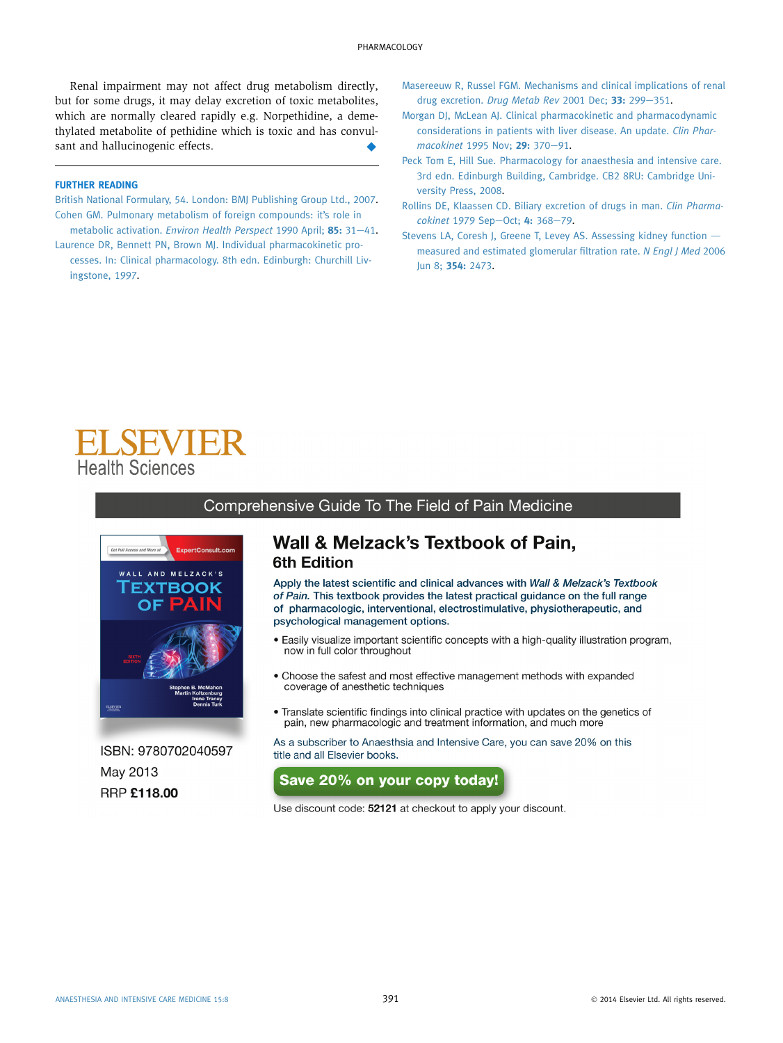Renal impairment may not affect drug metabolism directly, but for some drugs, it may delay excretion of toxic metabolites, which are normally cleared rapidly e.g. Norpethidine, a demethylated metabolite of pethidine which is toxic and has convulsant and hallucinogenic effects. ◆

## FURTHER READING

British National Formulary, 54. London: BMJ Publishing Group Ltd., 2007.

Cohen GM. Pulmonary metabolism of foreign compounds: it's role in metabolic activation. *Environ Health Perspect* 1990 April; **85:** 31–41.

Laurence DR, Bennett PN, Brown MJ. Individual pharmacokinetic processes. In: Clinical pharmacology. 8th edn. Edinburgh: Churchill Livingstone, 1997.

Masereeuw R, Russel FGM. Mechanisms and clinical implications of renal drug excretion. *Drug Metab Rev* 2001 Dec; **33:** 299–351.

Morgan DJ, McLean AJ. Clinical pharmacokinetic and pharmacodynamic considerations in patients with liver disease. An update. *Clin Pharmacokinet* 1995 Nov; **29:** 370–91.

Peck Tom E, Hill Sue. Pharmacology for anaesthesia and intensive care. 3rd edn. Edinburgh Building, Cambridge. CB2 8RU: Cambridge University Press, 2008.

Rollins DE, Klaassen CD. Biliary excretion of drugs in man. *Clin Pharmacokinet* 1979 Sep–Oct; **4:** 368–79.

Stevens LA, Coresh J, Greene T, Levey AS. Assessing kidney function — measured and estimated glomerular filtration rate. *N Engl J Med* 2006 Jun 8; **354:** 2473.

ELSEVIER
Health Sciences

Comprehensive Guide To The Field of Pain Medicine

## Wall & Melzack's Textbook of Pain, 6th Edition

Apply the latest scientific and clinical advances with *Wall & Melzack's Textbook of Pain.* This textbook provides the latest practical guidance on the full range of pharmacologic, interventional, electrostimulative, physiotherapeutic, and psychological management options.

- Easily visualize important scientific concepts with a high-quality illustration program, now in full color throughout
- Choose the safest and most effective management methods with expanded coverage of anesthetic techniques
- Translate scientific findings into clinical practice with updates on the genetics of pain, new pharmacologic and treatment information, and much more

As a subscriber to Anaesthsia and Intensive Care, you can save 20% on this title and all Elsevier books.

**Save 20% on your copy today!**

Use discount code: **52121** at checkout to apply your discount.

ISBN: 9780702040597
May 2013
RRP **£118.00**